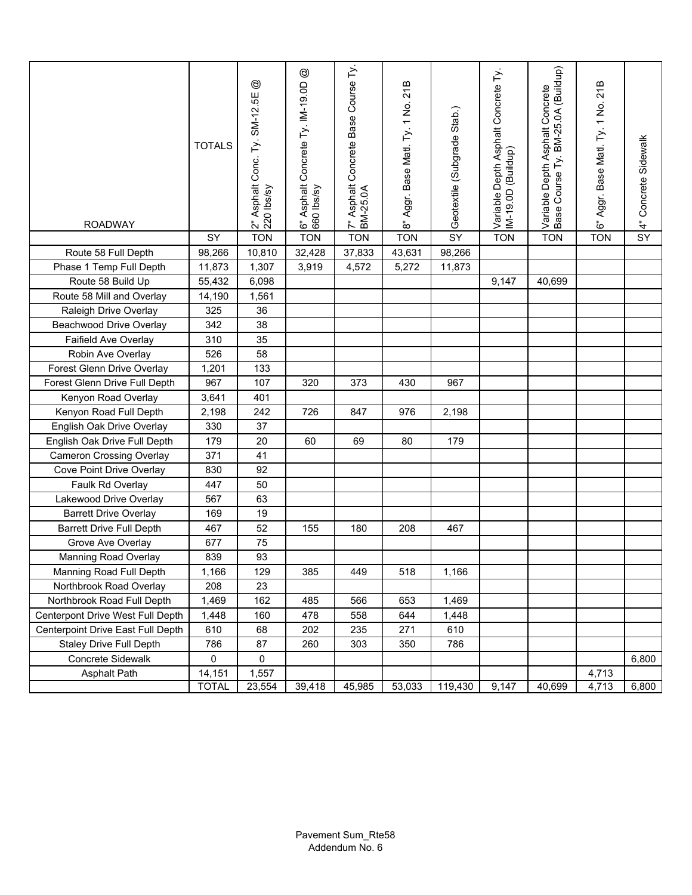| ROADWAY | TOTALS | 2" Asphalt Conc. Ty. SM-12.5E @ 220 lbs/sy | 6" Asphalt Concrete Ty. IM-19.0D @ 660 lbs/sy | 7" Asphalt Concrete Base Course Ty. BM-25.0A | 8" Aggr. Base Matl. Ty. 1 No. 21B | Geotextile (Subgrade Stab.) | Variable Depth Asphalt Concrete Ty. IM-19.0D (Buildup) | Variable Depth Asphalt Concrete Base Course Ty. BM-25.0A (Buildup) | 6" Aggr. Base Matl. Ty. 1 No. 21B | 4" Concrete Sidewalk |
|---|---|---|---|---|---|---|---|---|---|---|
| | SY | TON | TON | TON | TON | SY | TON | TON | TON | SY |
| Route 58 Full Depth | 98,266 | 10,810 | 32,428 | 37,833 | 43,631 | 98,266 | | | | |
| Phase 1 Temp Full Depth | 11,873 | 1,307 | 3,919 | 4,572 | 5,272 | 11,873 | | | | |
| Route 58 Build Up | 55,432 | 6,098 | | | | | 9,147 | 40,699 | | |
| Route 58 Mill and Overlay | 14,190 | 1,561 | | | | | | | | |
| Raleigh Drive Overlay | 325 | 36 | | | | | | | | |
| Beachwood Drive Overlay | 342 | 38 | | | | | | | | |
| Faifield Ave Overlay | 310 | 35 | | | | | | | | |
| Robin Ave Overlay | 526 | 58 | | | | | | | | |
| Forest Glenn Drive Overlay | 1,201 | 133 | | | | | | | | |
| Forest Glenn Drive Full Depth | 967 | 107 | 320 | 373 | 430 | 967 | | | | |
| Kenyon Road Overlay | 3,641 | 401 | | | | | | | | |
| Kenyon Road Full Depth | 2,198 | 242 | 726 | 847 | 976 | 2,198 | | | | |
| English Oak Drive Overlay | 330 | 37 | | | | | | | | |
| English Oak Drive Full Depth | 179 | 20 | 60 | 69 | 80 | 179 | | | | |
| Cameron Crossing Overlay | 371 | 41 | | | | | | | | |
| Cove Point Drive Overlay | 830 | 92 | | | | | | | | |
| Faulk Rd Overlay | 447 | 50 | | | | | | | | |
| Lakewood Drive Overlay | 567 | 63 | | | | | | | | |
| Barrett Drive Overlay | 169 | 19 | | | | | | | | |
| Barrett Drive Full Depth | 467 | 52 | 155 | 180 | 208 | 467 | | | | |
| Grove Ave Overlay | 677 | 75 | | | | | | | | |
| Manning Road Overlay | 839 | 93 | | | | | | | | |
| Manning Road Full Depth | 1,166 | 129 | 385 | 449 | 518 | 1,166 | | | | |
| Northbrook Road Overlay | 208 | 23 | | | | | | | | |
| Northbrook Road Full Depth | 1,469 | 162 | 485 | 566 | 653 | 1,469 | | | | |
| Centerpont Drive West Full Depth | 1,448 | 160 | 478 | 558 | 644 | 1,448 | | | | |
| Centerpoint Drive East Full Depth | 610 | 68 | 202 | 235 | 271 | 610 | | | | |
| Staley Drive Full Depth | 786 | 87 | 260 | 303 | 350 | 786 | | | | |
| Concrete Sidewalk | 0 | 0 | | | | | | | | 6,800 |
| Asphalt Path | 14,151 | 1,557 | | | | | | | 4,713 | |
| | TOTAL | 23,554 | 39,418 | 45,985 | 53,033 | 119,430 | 9,147 | 40,699 | 4,713 | 6,800 |

Pavement Sum_Rte58
Addendum No. 6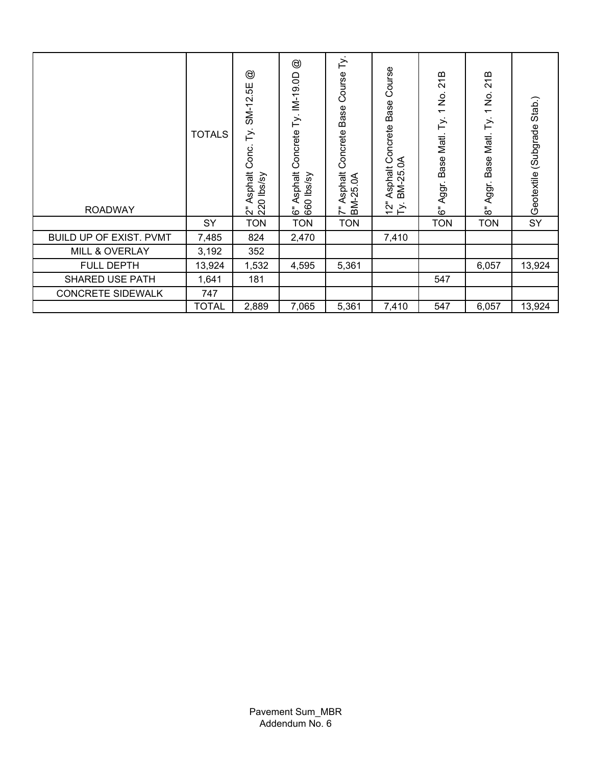| ROADWAY | TOTALS | 2" Asphalt Conc. Ty. SM-12.5E @ 220 lbs/sy | 6" Asphalt Concrete Ty. IM-19.0D @ 660 lbs/sy | 7" Asphalt Concrete Base Course Ty. BM-25.0A | 12" Asphalt Concrete Base Course Ty. BM-25.0A | 6" Aggr. Base Matl. Ty. 1 No. 21B | 8" Aggr. Base Matl. Ty. 1 No. 21B | Geotextile (Subgrade Stab.) |
|---|---|---|---|---|---|---|---|---|
| | SY | TON | TON | TON | | TON | TON | SY |
| BUILD UP OF EXIST. PVMT | 7,485 | 824 | 2,470 | | 7,410 | | | |
| MILL & OVERLAY | 3,192 | 352 | | | | | | |
| FULL DEPTH | 13,924 | 1,532 | 4,595 | 5,361 | | | 6,057 | 13,924 |
| SHARED USE PATH | 1,641 | 181 | | | | 547 | | |
| CONCRETE SIDEWALK | 747 | | | | | | | |
| | TOTAL | 2,889 | 7,065 | 5,361 | 7,410 | 547 | 6,057 | 13,924 |

Pavement Sum_MBR
Addendum No. 6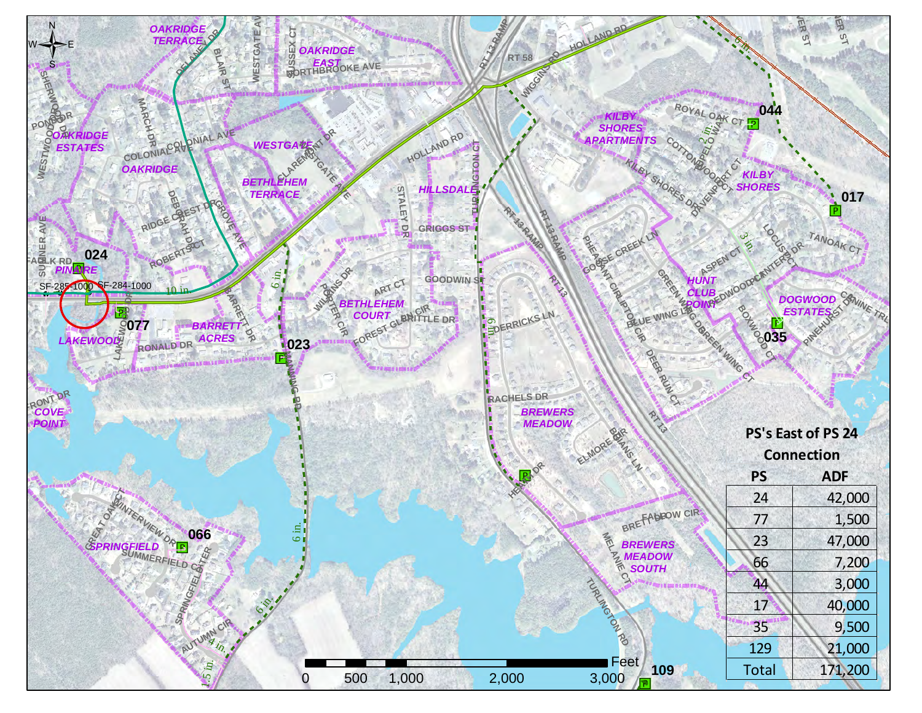**PS's East of PS 24 Connection**

| PS | ADF |
|---|---|
| 24 | 42,000 |
| 77 | 1,500 |
| 23 | 47,000 |
| 66 | 7,200 |
| 44 | 3,000 |
| 17 | 40,000 |
| 35 | 9,500 |
| 129 | 21,000 |
| Total | 171,200 |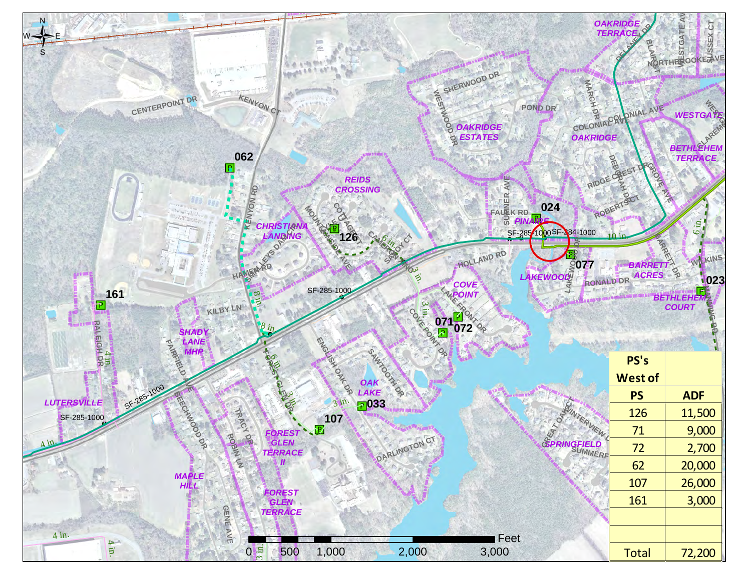| PS's West of | |
|---|---|
| PS | ADF |
| 126 | 11,500 |
| 71 | 9,000 |
| 72 | 2,700 |
| 62 | 20,000 |
| 107 | 26,000 |
| 161 | 3,000 |
| | |
| | |
| Total | 72,200 |

OAKRIDGE TERRACE
OAKRIDGE ESTATES
OAKRIDGE
WESTGATE
BETHLEHEM TERRACE
REIDS CROSSING
CHRISTIANA LANDING
PINAIRE
LAKEWOOD
BARRETT ACRES
BETHLEHEM COURT
COVE POINT
SHADY LANE MHP
LUTERSVILLE
OAK LAKE
FOREST GLEN TERRACE II
FOREST GLEN TERRACE
MAPLE HILL
SPRINGFIELD

062
126
024
077
023
161
071
072
033
107

SF-285-1000
SF-284-1000

CENTERPOINT DR
KENYON CT
KENYON RD
SHERWOOD DR
WESTWOOD DR
POND DR
MARCH DR
COLONIAL AVE
DELANEY DR
BLAIR CT
WESTGATE AV
SUSSEX CT
NORTHBROOKE AVE
RIDGE CREST DR
DEBORAH DR
GROVE AVE
ROBERTS CT
FAULK RD
SUMNER AVE
HOLLAND RD
RONALD DR
LAKEWOOD DR
BARRETT DR
WILKINS
HAMLET RD
MOUNTAIN DR
COTTAGE CT
CAMERON
SADDLE CT
KILBY LN
RALEIGH DR
FAIRFIELD AVE
BEECHWOOD DR
ENGLISH OAK DR
SAWTOOTH DR
LAKE FRONT DR
COVE POINT DR
TRACY DR
ROBIN LN
FOREST GLEN DR
DARLINGTON CT
GENE AVE
WINTERVIEW DR
SUMMERFIELD
GREAT OAK CT

10 in.
8 in.
6 in.
4 in.
3 in.

0 500 1,000 2,000 3,000 Feet